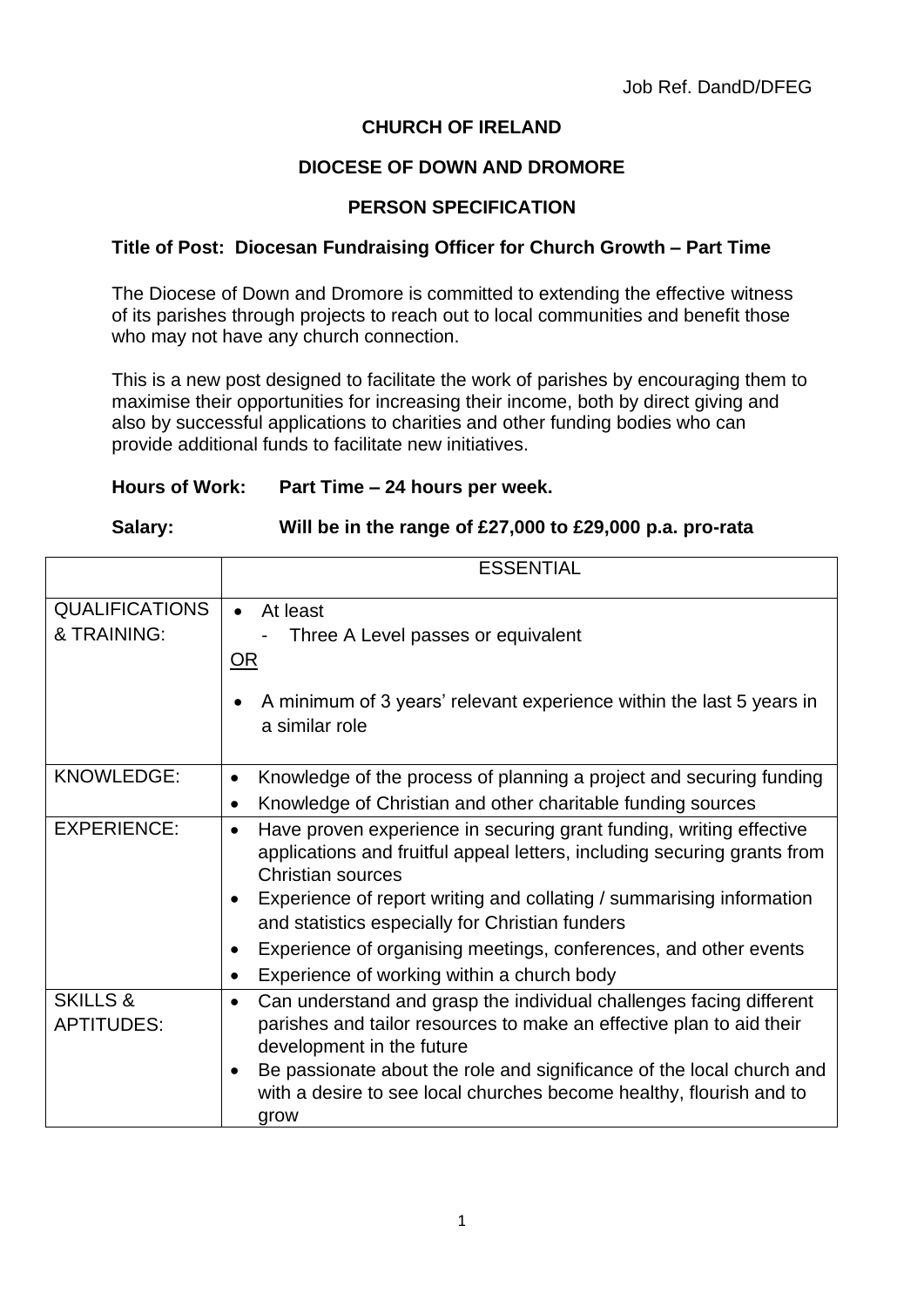Job Ref. DandD/DFEG

**CHURCH OF IRELAND**

**DIOCESE OF DOWN AND DROMORE**

**PERSON SPECIFICATION**

**Title of Post: Diocesan Fundraising Officer for Church Growth – Part Time**

The Diocese of Down and Dromore is committed to extending the effective witness of its parishes through projects to reach out to local communities and benefit those who may not have any church connection.

This is a new post designed to facilitate the work of parishes by encouraging them to maximise their opportunities for increasing their income, both by direct giving and also by successful applications to charities and other funding bodies who can provide additional funds to facilitate new initiatives.

**Hours of Work: Part Time – 24 hours per week.**

**Salary: Will be in the range of £27,000 to £29,000 p.a. pro-rata**

| | ESSENTIAL |
|---|---|
| QUALIFICATIONS & TRAINING: | • At least<br>- Three A Level passes or equivalent<br><u>OR</u><br>• A minimum of 3 years' relevant experience within the last 5 years in a similar role |
| KNOWLEDGE: | • Knowledge of the process of planning a project and securing funding<br>• Knowledge of Christian and other charitable funding sources |
| EXPERIENCE: | • Have proven experience in securing grant funding, writing effective applications and fruitful appeal letters, including securing grants from Christian sources<br>• Experience of report writing and collating / summarising information and statistics especially for Christian funders<br>• Experience of organising meetings, conferences, and other events<br>• Experience of working within a church body |
| SKILLS & APTITUDES: | • Can understand and grasp the individual challenges facing different parishes and tailor resources to make an effective plan to aid their development in the future<br>• Be passionate about the role and significance of the local church and with a desire to see local churches become healthy, flourish and to grow |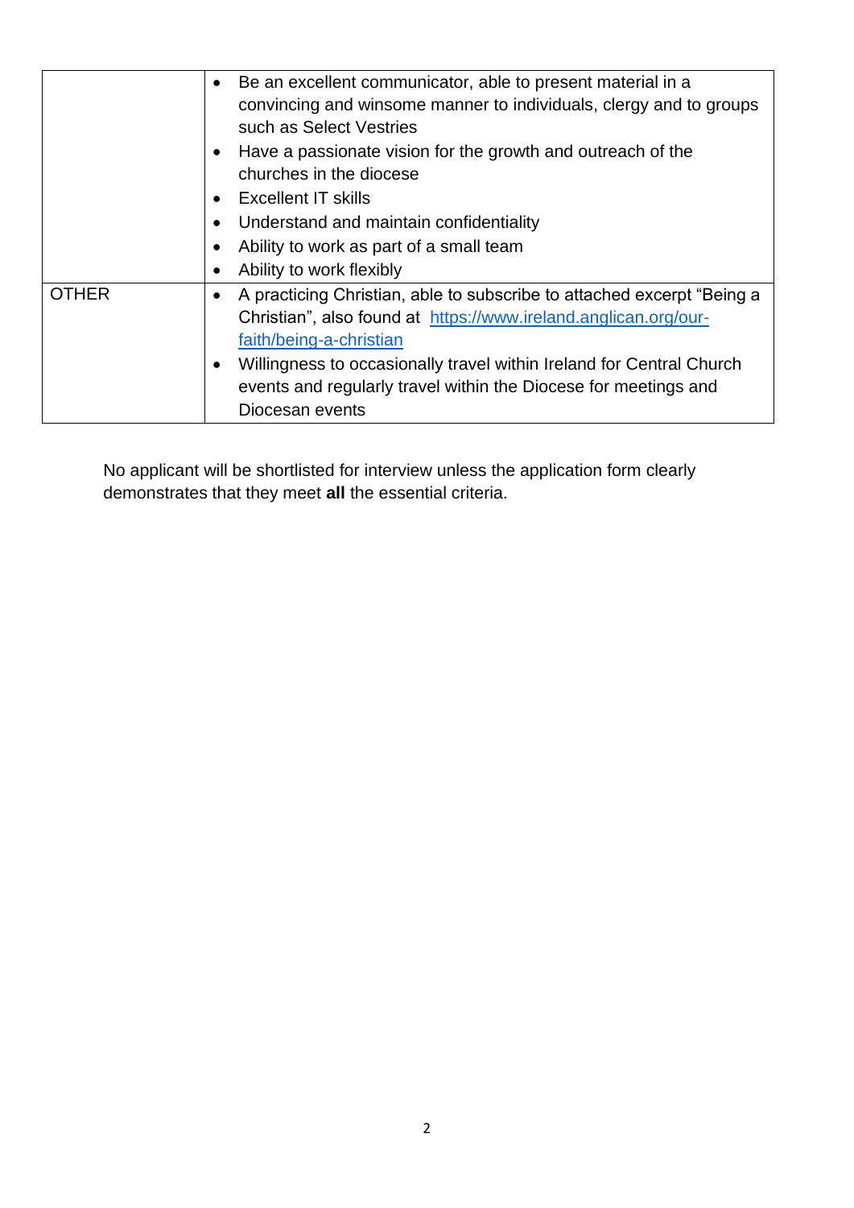| | |
|---|---|
| | • Be an excellent communicator, able to present material in a convincing and winsome manner to individuals, clergy and to groups such as Select Vestries<br>• Have a passionate vision for the growth and outreach of the churches in the diocese<br>• Excellent IT skills<br>• Understand and maintain confidentiality<br>• Ability to work as part of a small team<br>• Ability to work flexibly |
| OTHER | • A practicing Christian, able to subscribe to attached excerpt "Being a Christian", also found at [https://www.ireland.anglican.org/our-faith/being-a-christian](https://www.ireland.anglican.org/our-faith/being-a-christian)<br>• Willingness to occasionally travel within Ireland for Central Church events and regularly travel within the Diocese for meetings and Diocesan events |

No applicant will be shortlisted for interview unless the application form clearly demonstrates that they meet **all** the essential criteria.